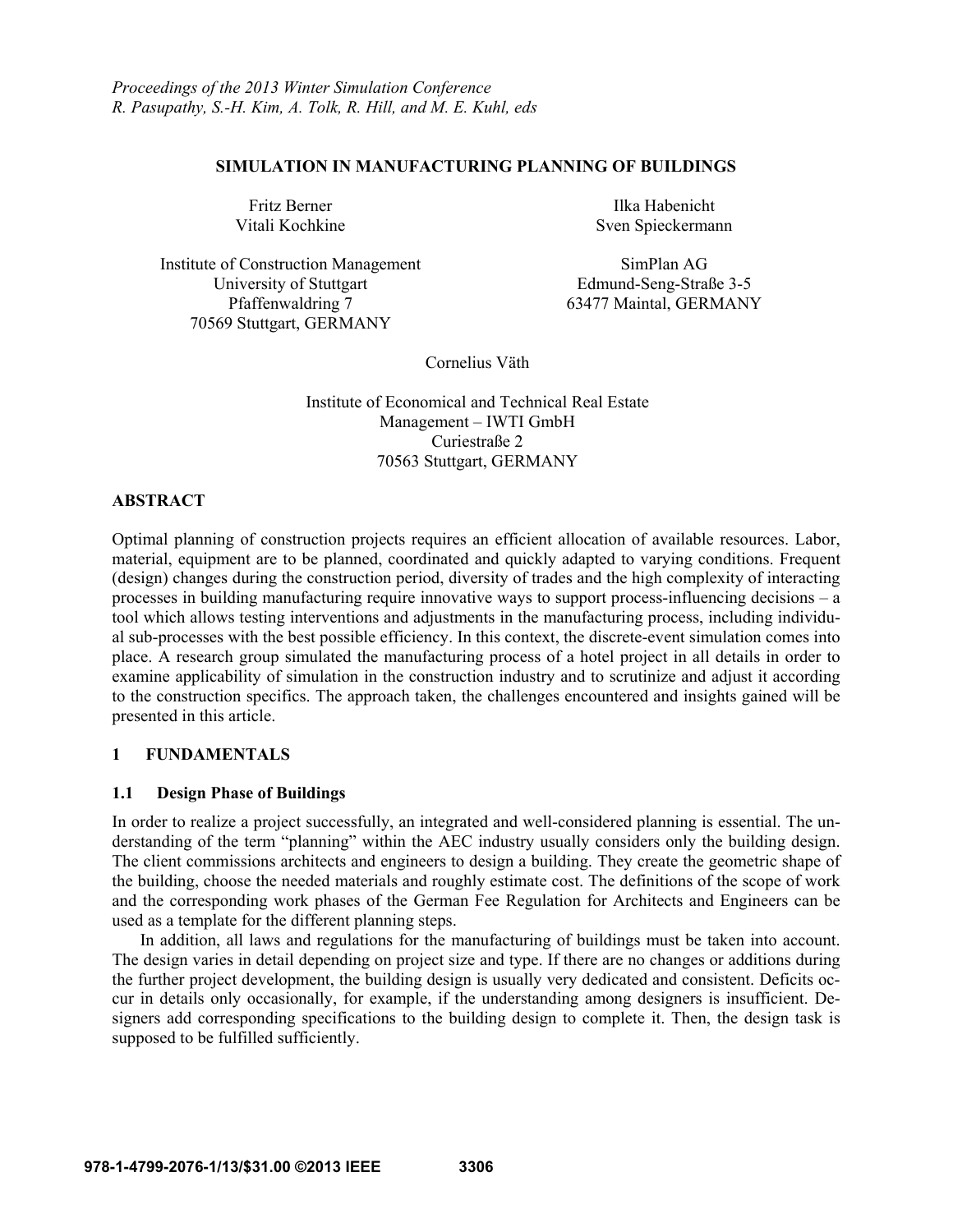*Proceedings of the 2013 Winter Simulation Conference*
*R. Pasupathy, S.-H. Kim, A. Tolk, R. Hill, and M. E. Kuhl, eds*

# SIMULATION IN MANUFACTURING PLANNING OF BUILDINGS

Fritz Berner
Vitali Kochkine

Institute of Construction Management
University of Stuttgart
Pfaffenwaldring 7
70569 Stuttgart, GERMANY

Ilka Habenicht
Sven Spieckermann

SimPlan AG
Edmund-Seng-Straße 3-5
63477 Maintal, GERMANY

Cornelius Väth

Institute of Economical and Technical Real Estate
Management – IWTI GmbH
Curiestraße 2
70563 Stuttgart, GERMANY

## ABSTRACT

Optimal planning of construction projects requires an efficient allocation of available resources. Labor, material, equipment are to be planned, coordinated and quickly adapted to varying conditions. Frequent (design) changes during the construction period, diversity of trades and the high complexity of interacting processes in building manufacturing require innovative ways to support process-influencing decisions – a tool which allows testing interventions and adjustments in the manufacturing process, including individual sub-processes with the best possible efficiency. In this context, the discrete-event simulation comes into place. A research group simulated the manufacturing process of a hotel project in all details in order to examine applicability of simulation in the construction industry and to scrutinize and adjust it according to the construction specifics. The approach taken, the challenges encountered and insights gained will be presented in this article.

## 1 FUNDAMENTALS

### 1.1 Design Phase of Buildings

In order to realize a project successfully, an integrated and well-considered planning is essential. The understanding of the term "planning" within the AEC industry usually considers only the building design. The client commissions architects and engineers to design a building. They create the geometric shape of the building, choose the needed materials and roughly estimate cost. The definitions of the scope of work and the corresponding work phases of the German Fee Regulation for Architects and Engineers can be used as a template for the different planning steps.

In addition, all laws and regulations for the manufacturing of buildings must be taken into account. The design varies in detail depending on project size and type. If there are no changes or additions during the further project development, the building design is usually very dedicated and consistent. Deficits occur in details only occasionally, for example, if the understanding among designers is insufficient. Designers add corresponding specifications to the building design to complete it. Then, the design task is supposed to be fulfilled sufficiently.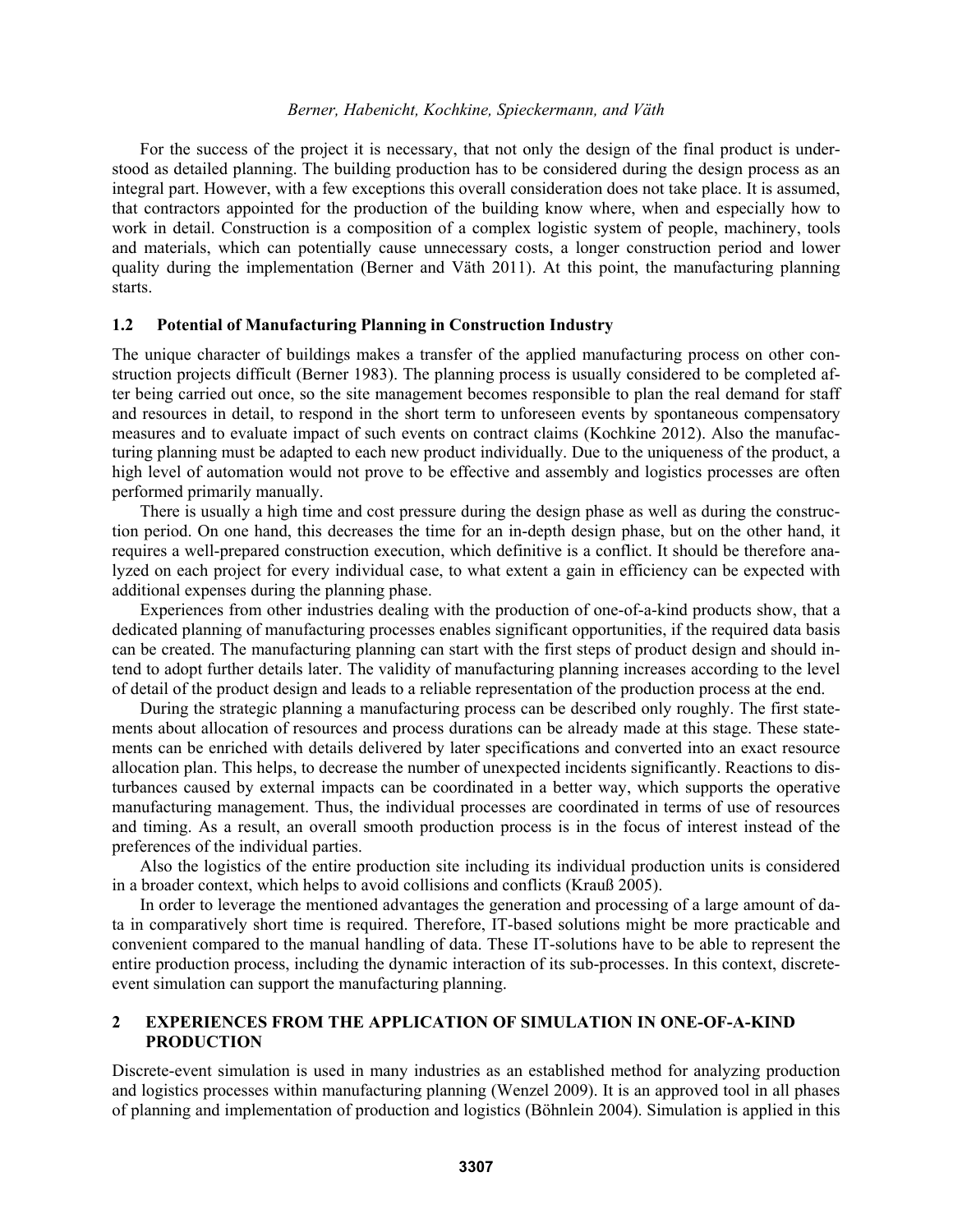For the success of the project it is necessary, that not only the design of the final product is understood as detailed planning. The building production has to be considered during the design process as an integral part. However, with a few exceptions this overall consideration does not take place. It is assumed, that contractors appointed for the production of the building know where, when and especially how to work in detail. Construction is a composition of a complex logistic system of people, machinery, tools and materials, which can potentially cause unnecessary costs, a longer construction period and lower quality during the implementation (Berner and Väth 2011). At this point, the manufacturing planning starts.

### 1.2 Potential of Manufacturing Planning in Construction Industry

The unique character of buildings makes a transfer of the applied manufacturing process on other construction projects difficult (Berner 1983). The planning process is usually considered to be completed after being carried out once, so the site management becomes responsible to plan the real demand for staff and resources in detail, to respond in the short term to unforeseen events by spontaneous compensatory measures and to evaluate impact of such events on contract claims (Kochkine 2012). Also the manufacturing planning must be adapted to each new product individually. Due to the uniqueness of the product, a high level of automation would not prove to be effective and assembly and logistics processes are often performed primarily manually.

There is usually a high time and cost pressure during the design phase as well as during the construction period. On one hand, this decreases the time for an in-depth design phase, but on the other hand, it requires a well-prepared construction execution, which definitive is a conflict. It should be therefore analyzed on each project for every individual case, to what extent a gain in efficiency can be expected with additional expenses during the planning phase.

Experiences from other industries dealing with the production of one-of-a-kind products show, that a dedicated planning of manufacturing processes enables significant opportunities, if the required data basis can be created. The manufacturing planning can start with the first steps of product design and should intend to adopt further details later. The validity of manufacturing planning increases according to the level of detail of the product design and leads to a reliable representation of the production process at the end.

During the strategic planning a manufacturing process can be described only roughly. The first statements about allocation of resources and process durations can be already made at this stage. These statements can be enriched with details delivered by later specifications and converted into an exact resource allocation plan. This helps, to decrease the number of unexpected incidents significantly. Reactions to disturbances caused by external impacts can be coordinated in a better way, which supports the operative manufacturing management. Thus, the individual processes are coordinated in terms of use of resources and timing. As a result, an overall smooth production process is in the focus of interest instead of the preferences of the individual parties.

Also the logistics of the entire production site including its individual production units is considered in a broader context, which helps to avoid collisions and conflicts (Krauß 2005).

In order to leverage the mentioned advantages the generation and processing of a large amount of data in comparatively short time is required. Therefore, IT-based solutions might be more practicable and convenient compared to the manual handling of data. These IT-solutions have to be able to represent the entire production process, including the dynamic interaction of its sub-processes. In this context, discrete-event simulation can support the manufacturing planning.

## 2 EXPERIENCES FROM THE APPLICATION OF SIMULATION IN ONE-OF-A-KIND PRODUCTION

Discrete-event simulation is used in many industries as an established method for analyzing production and logistics processes within manufacturing planning (Wenzel 2009). It is an approved tool in all phases of planning and implementation of production and logistics (Böhnlein 2004). Simulation is applied in this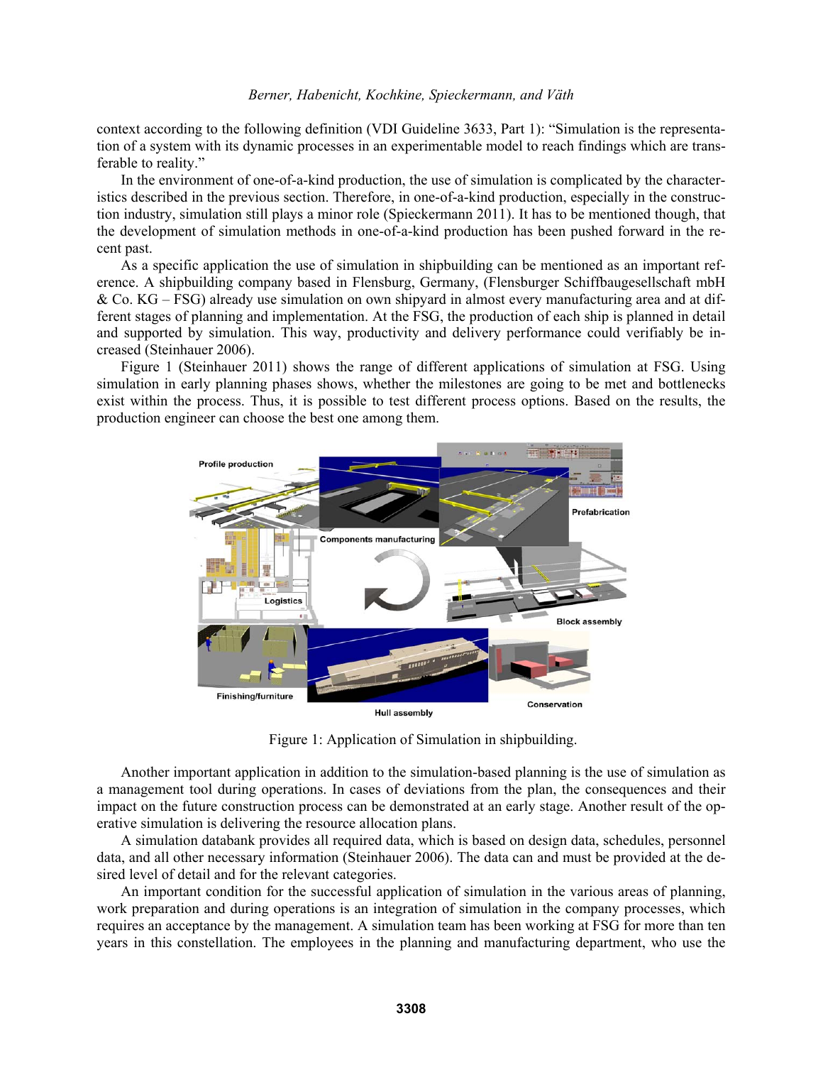context according to the following definition (VDI Guideline 3633, Part 1): "Simulation is the representation of a system with its dynamic processes in an experimentable model to reach findings which are transferable to reality."

In the environment of one-of-a-kind production, the use of simulation is complicated by the characteristics described in the previous section. Therefore, in one-of-a-kind production, especially in the construction industry, simulation still plays a minor role (Spieckermann 2011). It has to be mentioned though, that the development of simulation methods in one-of-a-kind production has been pushed forward in the recent past.

As a specific application the use of simulation in shipbuilding can be mentioned as an important reference. A shipbuilding company based in Flensburg, Germany, (Flensburger Schiffbaugesellschaft mbH & Co. KG – FSG) already use simulation on own shipyard in almost every manufacturing area and at different stages of planning and implementation. At the FSG, the production of each ship is planned in detail and supported by simulation. This way, productivity and delivery performance could verifiably be increased (Steinhauer 2006).

Figure 1 (Steinhauer 2011) shows the range of different applications of simulation at FSG. Using simulation in early planning phases shows, whether the milestones are going to be met and bottlenecks exist within the process. Thus, it is possible to test different process options. Based on the results, the production engineer can choose the best one among them.

Figure 1: Application of Simulation in shipbuilding.

Another important application in addition to the simulation-based planning is the use of simulation as a management tool during operations. In cases of deviations from the plan, the consequences and their impact on the future construction process can be demonstrated at an early stage. Another result of the operative simulation is delivering the resource allocation plans.

A simulation databank provides all required data, which is based on design data, schedules, personnel data, and all other necessary information (Steinhauer 2006). The data can and must be provided at the desired level of detail and for the relevant categories.

An important condition for the successful application of simulation in the various areas of planning, work preparation and during operations is an integration of simulation in the company processes, which requires an acceptance by the management. A simulation team has been working at FSG for more than ten years in this constellation. The employees in the planning and manufacturing department, who use the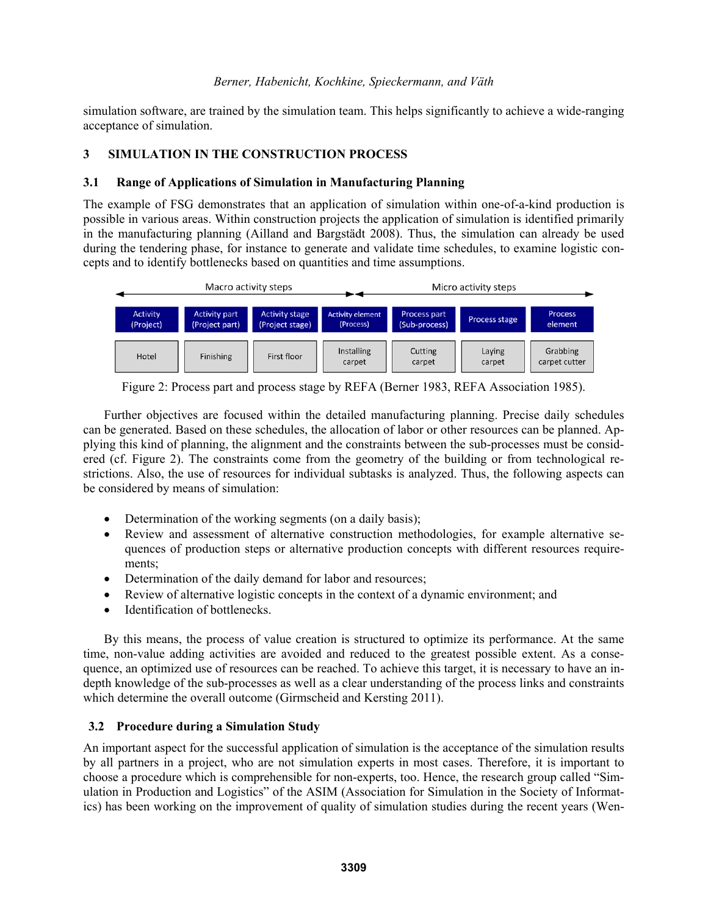simulation software, are trained by the simulation team. This helps significantly to achieve a wide-ranging acceptance of simulation.

## 3 SIMULATION IN THE CONSTRUCTION PROCESS

### 3.1 Range of Applications of Simulation in Manufacturing Planning

The example of FSG demonstrates that an application of simulation within one-of-a-kind production is possible in various areas. Within construction projects the application of simulation is identified primarily in the manufacturing planning (Ailland and Bargstädt 2008). Thus, the simulation can already be used during the tendering phase, for instance to generate and validate time schedules, to examine logistic concepts and to identify bottlenecks based on quantities and time assumptions.

| Macro activity steps | | | | Micro activity steps | | |
|---|---|---|---|---|---|---|
| Activity (Project) | Activity part (Project part) | Activity stage (Project stage) | Activity element (Process) | Process part (Sub-process) | Process stage | Process element |
| Hotel | Finishing | First floor | Installing carpet | Cutting carpet | Laying carpet | Grabbing carpet cutter |

Figure 2: Process part and process stage by REFA (Berner 1983, REFA Association 1985).

Further objectives are focused within the detailed manufacturing planning. Precise daily schedules can be generated. Based on these schedules, the allocation of labor or other resources can be planned. Applying this kind of planning, the alignment and the constraints between the sub-processes must be considered (cf. Figure 2). The constraints come from the geometry of the building or from technological restrictions. Also, the use of resources for individual subtasks is analyzed. Thus, the following aspects can be considered by means of simulation:

- Determination of the working segments (on a daily basis);
- Review and assessment of alternative construction methodologies, for example alternative sequences of production steps or alternative production concepts with different resources requirements;
- Determination of the daily demand for labor and resources;
- Review of alternative logistic concepts in the context of a dynamic environment; and
- Identification of bottlenecks.

By this means, the process of value creation is structured to optimize its performance. At the same time, non-value adding activities are avoided and reduced to the greatest possible extent. As a consequence, an optimized use of resources can be reached. To achieve this target, it is necessary to have an in-depth knowledge of the sub-processes as well as a clear understanding of the process links and constraints which determine the overall outcome (Girmscheid and Kersting 2011).

### 3.2 Procedure during a Simulation Study

An important aspect for the successful application of simulation is the acceptance of the simulation results by all partners in a project, who are not simulation experts in most cases. Therefore, it is important to choose a procedure which is comprehensible for non-experts, too. Hence, the research group called "Simulation in Production and Logistics" of the ASIM (Association for Simulation in the Society of Informatics) has been working on the improvement of quality of simulation studies during the recent years (Wen-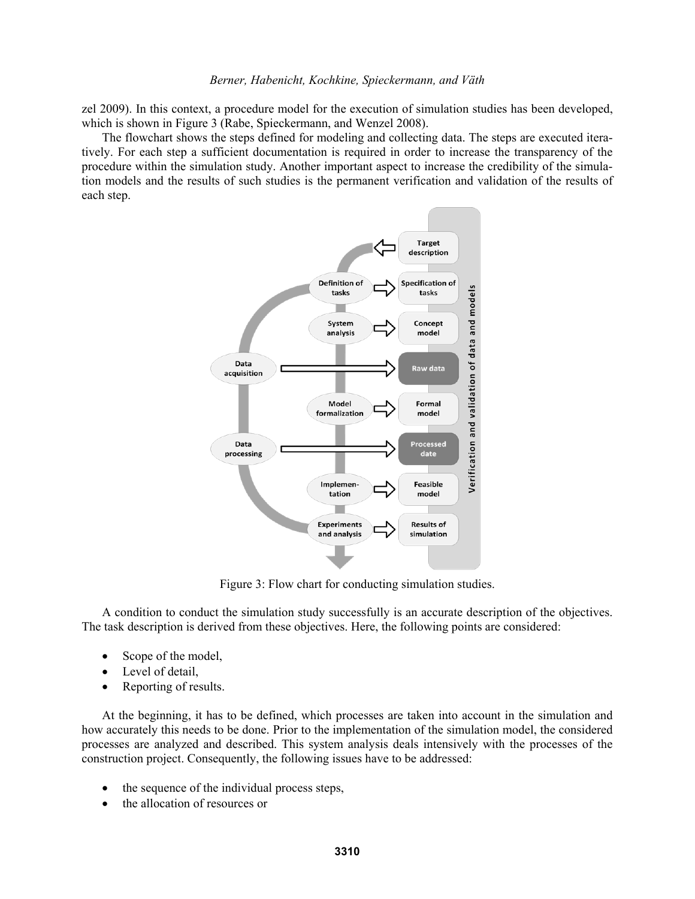zel 2009). In this context, a procedure model for the execution of simulation studies has been developed, which is shown in Figure 3 (Rabe, Spieckermann, and Wenzel 2008).

The flowchart shows the steps defined for modeling and collecting data. The steps are executed iteratively. For each step a sufficient documentation is required in order to increase the transparency of the procedure within the simulation study. Another important aspect to increase the credibility of the simulation models and the results of such studies is the permanent verification and validation of the results of each step.

Figure 3: Flow chart for conducting simulation studies.

A condition to conduct the simulation study successfully is an accurate description of the objectives. The task description is derived from these objectives. Here, the following points are considered:

- Scope of the model,
- Level of detail,
- Reporting of results.

At the beginning, it has to be defined, which processes are taken into account in the simulation and how accurately this needs to be done. Prior to the implementation of the simulation model, the considered processes are analyzed and described. This system analysis deals intensively with the processes of the construction project. Consequently, the following issues have to be addressed:

- the sequence of the individual process steps,
- the allocation of resources or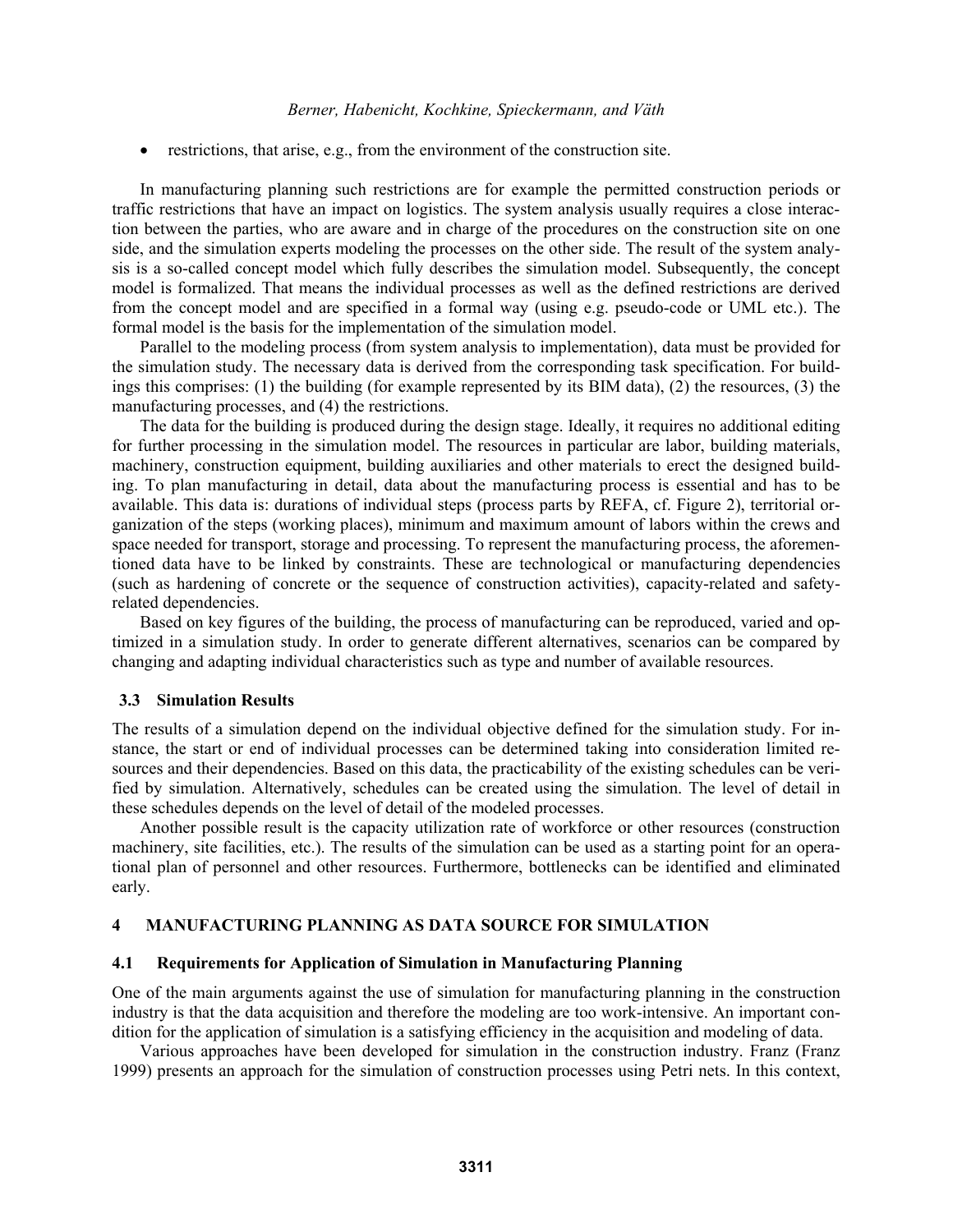- restrictions, that arise, e.g., from the environment of the construction site.

In manufacturing planning such restrictions are for example the permitted construction periods or traffic restrictions that have an impact on logistics. The system analysis usually requires a close interaction between the parties, who are aware and in charge of the procedures on the construction site on one side, and the simulation experts modeling the processes on the other side. The result of the system analysis is a so-called concept model which fully describes the simulation model. Subsequently, the concept model is formalized. That means the individual processes as well as the defined restrictions are derived from the concept model and are specified in a formal way (using e.g. pseudo-code or UML etc.). The formal model is the basis for the implementation of the simulation model.

Parallel to the modeling process (from system analysis to implementation), data must be provided for the simulation study. The necessary data is derived from the corresponding task specification. For buildings this comprises: (1) the building (for example represented by its BIM data), (2) the resources, (3) the manufacturing processes, and (4) the restrictions.

The data for the building is produced during the design stage. Ideally, it requires no additional editing for further processing in the simulation model. The resources in particular are labor, building materials, machinery, construction equipment, building auxiliaries and other materials to erect the designed building. To plan manufacturing in detail, data about the manufacturing process is essential and has to be available. This data is: durations of individual steps (process parts by REFA, cf. Figure 2), territorial organization of the steps (working places), minimum and maximum amount of labors within the crews and space needed for transport, storage and processing. To represent the manufacturing process, the aforementioned data have to be linked by constraints. These are technological or manufacturing dependencies (such as hardening of concrete or the sequence of construction activities), capacity-related and safety-related dependencies.

Based on key figures of the building, the process of manufacturing can be reproduced, varied and optimized in a simulation study. In order to generate different alternatives, scenarios can be compared by changing and adapting individual characteristics such as type and number of available resources.

### 3.3 Simulation Results

The results of a simulation depend on the individual objective defined for the simulation study. For instance, the start or end of individual processes can be determined taking into consideration limited resources and their dependencies. Based on this data, the practicability of the existing schedules can be verified by simulation. Alternatively, schedules can be created using the simulation. The level of detail in these schedules depends on the level of detail of the modeled processes.

Another possible result is the capacity utilization rate of workforce or other resources (construction machinery, site facilities, etc.). The results of the simulation can be used as a starting point for an operational plan of personnel and other resources. Furthermore, bottlenecks can be identified and eliminated early.

## 4 MANUFACTURING PLANNING AS DATA SOURCE FOR SIMULATION

### 4.1 Requirements for Application of Simulation in Manufacturing Planning

One of the main arguments against the use of simulation for manufacturing planning in the construction industry is that the data acquisition and therefore the modeling are too work-intensive. An important condition for the application of simulation is a satisfying efficiency in the acquisition and modeling of data.

Various approaches have been developed for simulation in the construction industry. Franz (Franz 1999) presents an approach for the simulation of construction processes using Petri nets. In this context,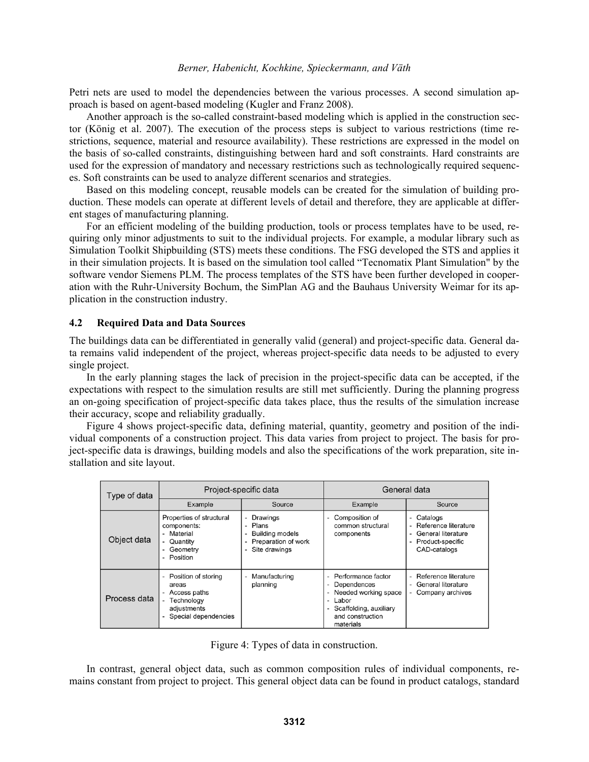Petri nets are used to model the dependencies between the various processes. A second simulation approach is based on agent-based modeling (Kugler and Franz 2008).

Another approach is the so-called constraint-based modeling which is applied in the construction sector (König et al. 2007). The execution of the process steps is subject to various restrictions (time restrictions, sequence, material and resource availability). These restrictions are expressed in the model on the basis of so-called constraints, distinguishing between hard and soft constraints. Hard constraints are used for the expression of mandatory and necessary restrictions such as technologically required sequences. Soft constraints can be used to analyze different scenarios and strategies.

Based on this modeling concept, reusable models can be created for the simulation of building production. These models can operate at different levels of detail and therefore, they are applicable at different stages of manufacturing planning.

For an efficient modeling of the building production, tools or process templates have to be used, requiring only minor adjustments to suit to the individual projects. For example, a modular library such as Simulation Toolkit Shipbuilding (STS) meets these conditions. The FSG developed the STS and applies it in their simulation projects. It is based on the simulation tool called "Tecnomatix Plant Simulation" by the software vendor Siemens PLM. The process templates of the STS have been further developed in cooperation with the Ruhr-University Bochum, the SimPlan AG and the Bauhaus University Weimar for its application in the construction industry.

### 4.2 Required Data and Data Sources

The buildings data can be differentiated in generally valid (general) and project-specific data. General data remains valid independent of the project, whereas project-specific data needs to be adjusted to every single project.

In the early planning stages the lack of precision in the project-specific data can be accepted, if the expectations with respect to the simulation results are still met sufficiently. During the planning progress an on-going specification of project-specific data takes place, thus the results of the simulation increase their accuracy, scope and reliability gradually.

Figure 4 shows project-specific data, defining material, quantity, geometry and position of the individual components of a construction project. This data varies from project to project. The basis for project-specific data is drawings, building models and also the specifications of the work preparation, site installation and site layout.

| Type of data | Project-specific data | | General data | |
|---|---|---|---|---|
| | Example | Source | Example | Source |
| Object data | Properties of structural components: - Material - Quantity - Geometry - Position | - Drawings - Plans - Building models - Preparation of work - Site drawings | - Composition of common structural components | - Catalogs - Reference literature - General literature - Product-specific CAD-catalogs |
| Process data | - Position of storing areas - Access paths - Technology adjustments - Special dependencies | - Manufacturing planning | - Performance factor - Dependences - Needed working space - Labor - Scaffolding, auxiliary and construction materials | - Reference literature - General literature - Company archives |

Figure 4: Types of data in construction.

In contrast, general object data, such as common composition rules of individual components, remains constant from project to project. This general object data can be found in product catalogs, standard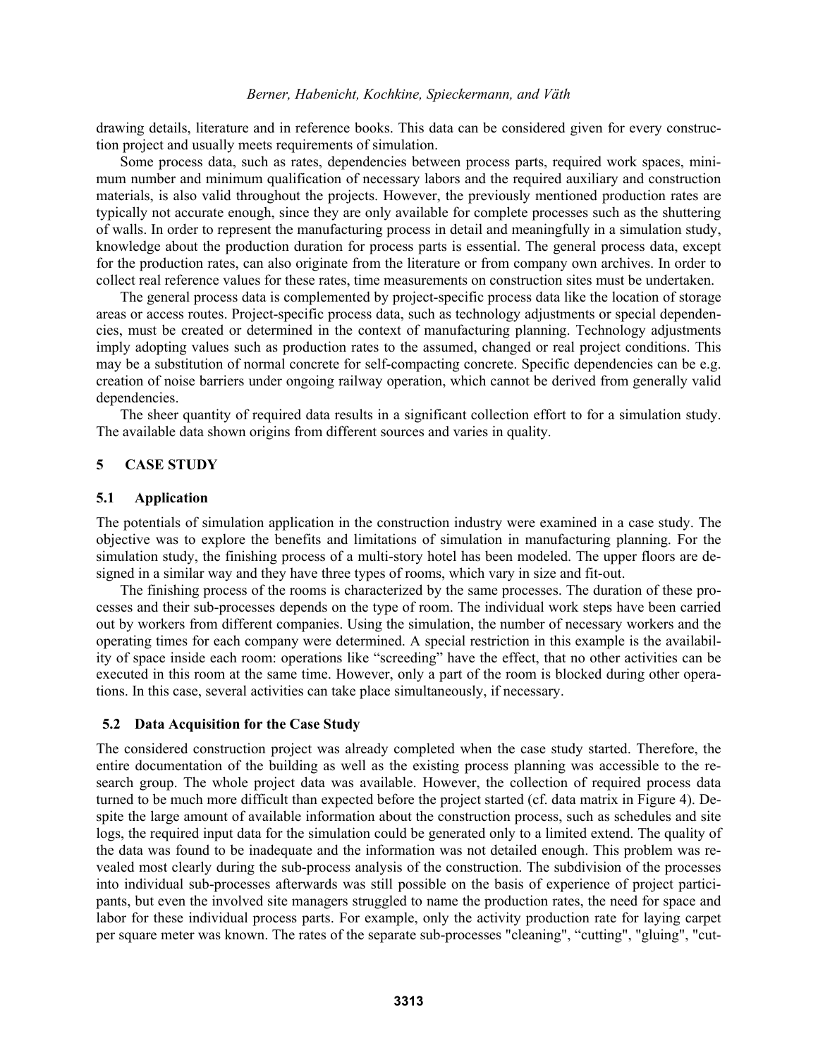drawing details, literature and in reference books. This data can be considered given for every construction project and usually meets requirements of simulation.

Some process data, such as rates, dependencies between process parts, required work spaces, minimum number and minimum qualification of necessary labors and the required auxiliary and construction materials, is also valid throughout the projects. However, the previously mentioned production rates are typically not accurate enough, since they are only available for complete processes such as the shuttering of walls. In order to represent the manufacturing process in detail and meaningfully in a simulation study, knowledge about the production duration for process parts is essential. The general process data, except for the production rates, can also originate from the literature or from company own archives. In order to collect real reference values for these rates, time measurements on construction sites must be undertaken.

The general process data is complemented by project-specific process data like the location of storage areas or access routes. Project-specific process data, such as technology adjustments or special dependencies, must be created or determined in the context of manufacturing planning. Technology adjustments imply adopting values such as production rates to the assumed, changed or real project conditions. This may be a substitution of normal concrete for self-compacting concrete. Specific dependencies can be e.g. creation of noise barriers under ongoing railway operation, which cannot be derived from generally valid dependencies.

The sheer quantity of required data results in a significant collection effort to for a simulation study. The available data shown origins from different sources and varies in quality.

## 5 CASE STUDY

### 5.1 Application

The potentials of simulation application in the construction industry were examined in a case study. The objective was to explore the benefits and limitations of simulation in manufacturing planning. For the simulation study, the finishing process of a multi-story hotel has been modeled. The upper floors are designed in a similar way and they have three types of rooms, which vary in size and fit-out.

The finishing process of the rooms is characterized by the same processes. The duration of these processes and their sub-processes depends on the type of room. The individual work steps have been carried out by workers from different companies. Using the simulation, the number of necessary workers and the operating times for each company were determined. A special restriction in this example is the availability of space inside each room: operations like "screeding" have the effect, that no other activities can be executed in this room at the same time. However, only a part of the room is blocked during other operations. In this case, several activities can take place simultaneously, if necessary.

### 5.2 Data Acquisition for the Case Study

The considered construction project was already completed when the case study started. Therefore, the entire documentation of the building as well as the existing process planning was accessible to the research group. The whole project data was available. However, the collection of required process data turned to be much more difficult than expected before the project started (cf. data matrix in Figure 4). Despite the large amount of available information about the construction process, such as schedules and site logs, the required input data for the simulation could be generated only to a limited extend. The quality of the data was found to be inadequate and the information was not detailed enough. This problem was revealed most clearly during the sub-process analysis of the construction. The subdivision of the processes into individual sub-processes afterwards was still possible on the basis of experience of project participants, but even the involved site managers struggled to name the production rates, the need for space and labor for these individual process parts. For example, only the activity production rate for laying carpet per square meter was known. The rates of the separate sub-processes "cleaning", "cutting", "gluing", "cut-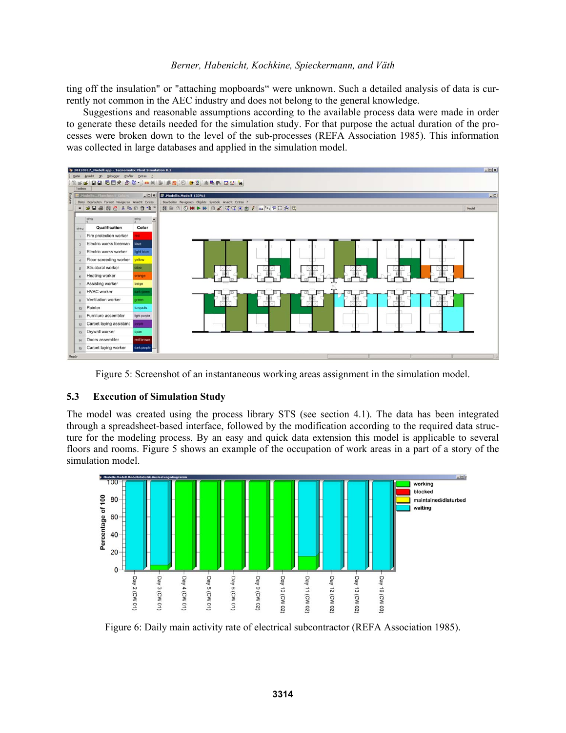ting off the insulation" or "attaching mopboards“ were unknown. Such a detailed analysis of data is currently not common in the AEC industry and does not belong to the general knowledge.

Suggestions and reasonable assumptions according to the available process data were made in order to generate these details needed for the simulation study. For that purpose the actual duration of the processes were broken down to the level of the sub-processes (REFA Association 1985). This information was collected in large databases and applied in the simulation model.

Figure 5: Screenshot of an instantaneous working areas assignment in the simulation model.

### 5.3 Execution of Simulation Study

The model was created using the process library STS (see section 4.1). The data has been integrated through a spreadsheet-based interface, followed by the modification according to the required data structure for the modeling process. By an easy and quick data extension this model is applicable to several floors and rooms. Figure 5 shows an example of the occupation of work areas in a part of a story of the simulation model.

Figure 6: Daily main activity rate of electrical subcontractor (REFA Association 1985).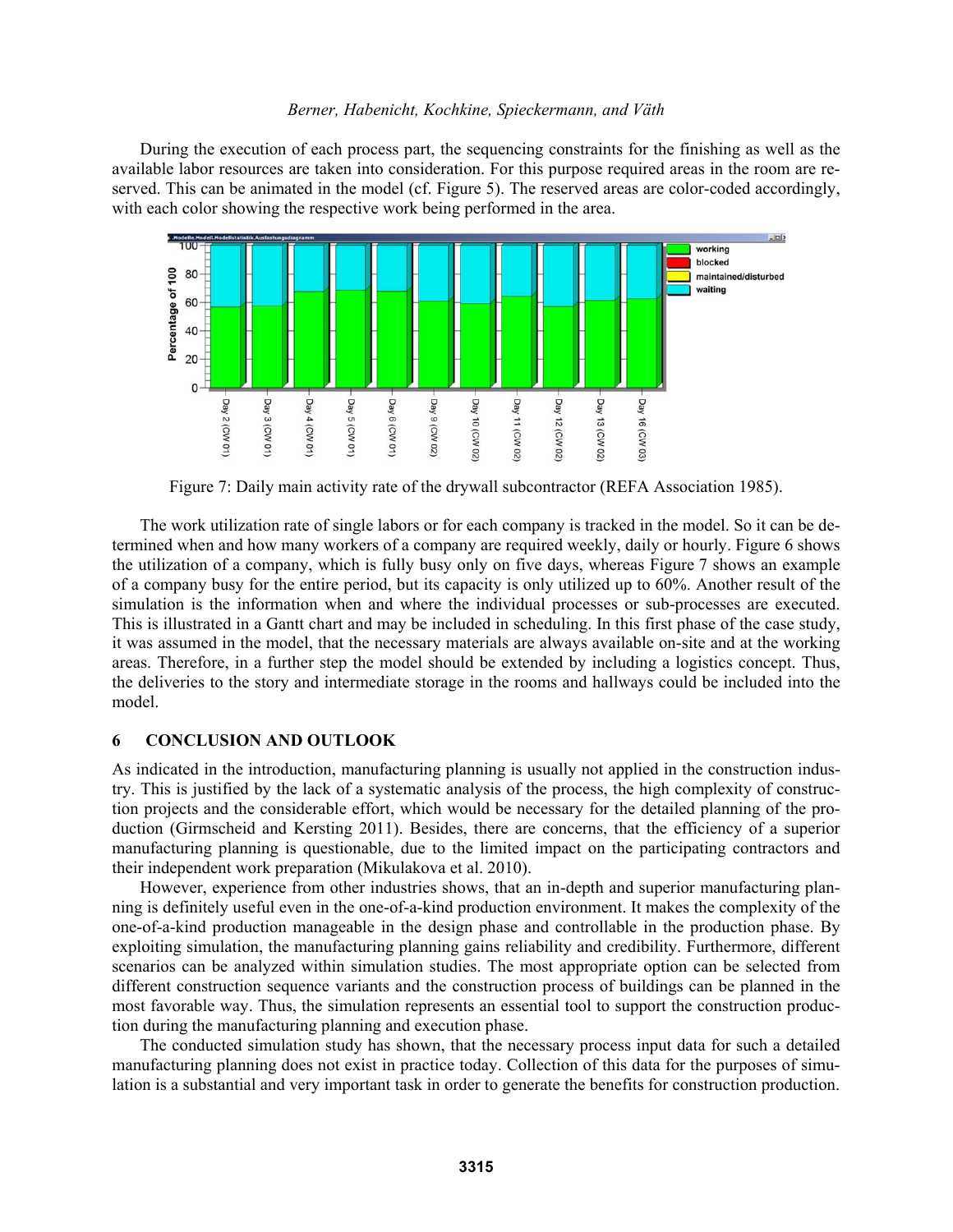During the execution of each process part, the sequencing constraints for the finishing as well as the available labor resources are taken into consideration. For this purpose required areas in the room are reserved. This can be animated in the model (cf. Figure 5). The reserved areas are color-coded accordingly, with each color showing the respective work being performed in the area.

Figure 7: Daily main activity rate of the drywall subcontractor (REFA Association 1985).

The work utilization rate of single labors or for each company is tracked in the model. So it can be determined when and how many workers of a company are required weekly, daily or hourly. Figure 6 shows the utilization of a company, which is fully busy only on five days, whereas Figure 7 shows an example of a company busy for the entire period, but its capacity is only utilized up to 60%. Another result of the simulation is the information when and where the individual processes or sub-processes are executed. This is illustrated in a Gantt chart and may be included in scheduling. In this first phase of the case study, it was assumed in the model, that the necessary materials are always available on-site and at the working areas. Therefore, in a further step the model should be extended by including a logistics concept. Thus, the deliveries to the story and intermediate storage in the rooms and hallways could be included into the model.

## 6 CONCLUSION AND OUTLOOK

As indicated in the introduction, manufacturing planning is usually not applied in the construction industry. This is justified by the lack of a systematic analysis of the process, the high complexity of construction projects and the considerable effort, which would be necessary for the detailed planning of the production (Girmscheid and Kersting 2011). Besides, there are concerns, that the efficiency of a superior manufacturing planning is questionable, due to the limited impact on the participating contractors and their independent work preparation (Mikulakova et al. 2010).

However, experience from other industries shows, that an in-depth and superior manufacturing planning is definitely useful even in the one-of-a-kind production environment. It makes the complexity of the one-of-a-kind production manageable in the design phase and controllable in the production phase. By exploiting simulation, the manufacturing planning gains reliability and credibility. Furthermore, different scenarios can be analyzed within simulation studies. The most appropriate option can be selected from different construction sequence variants and the construction process of buildings can be planned in the most favorable way. Thus, the simulation represents an essential tool to support the construction production during the manufacturing planning and execution phase.

The conducted simulation study has shown, that the necessary process input data for such a detailed manufacturing planning does not exist in practice today. Collection of this data for the purposes of simulation is a substantial and very important task in order to generate the benefits for construction production.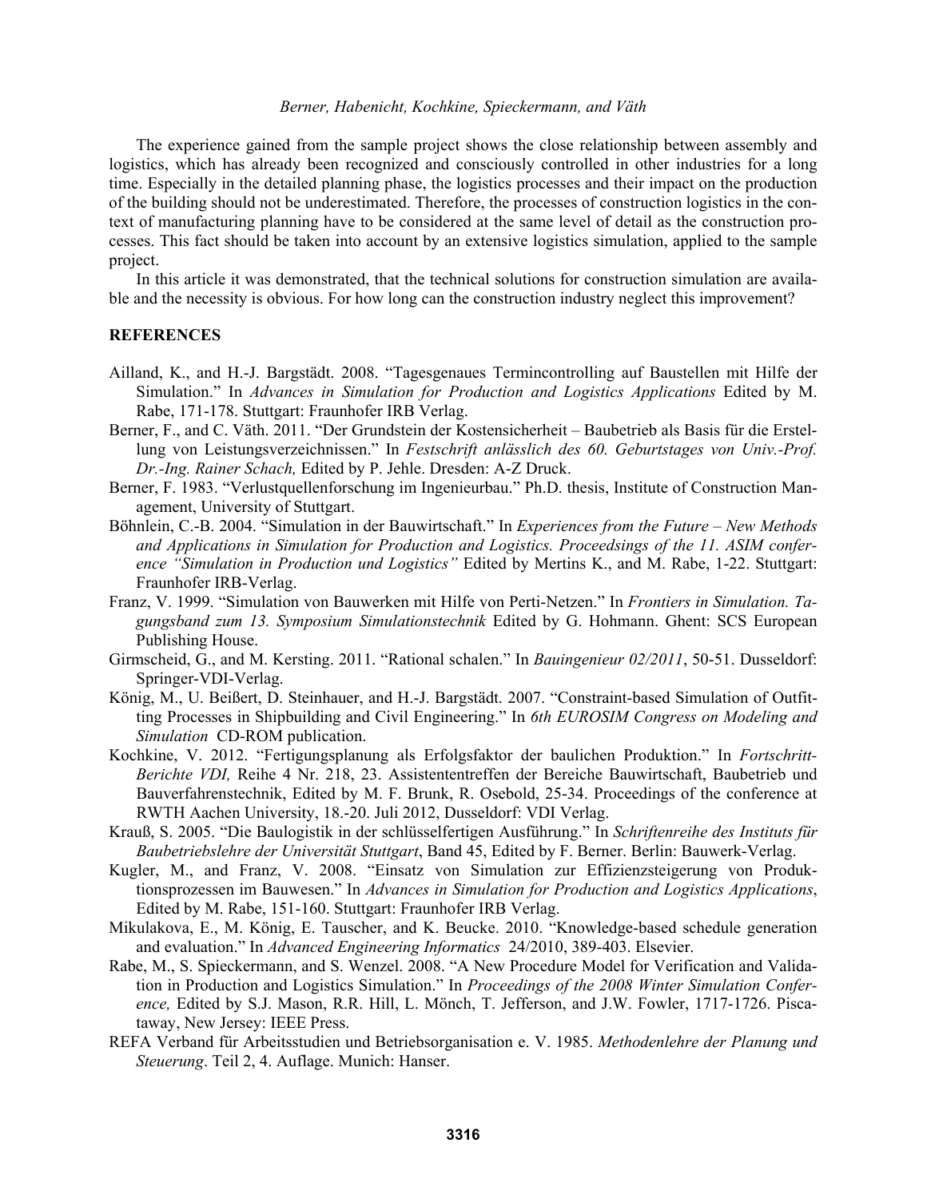The experience gained from the sample project shows the close relationship between assembly and logistics, which has already been recognized and consciously controlled in other industries for a long time. Especially in the detailed planning phase, the logistics processes and their impact on the production of the building should not be underestimated. Therefore, the processes of construction logistics in the context of manufacturing planning have to be considered at the same level of detail as the construction processes. This fact should be taken into account by an extensive logistics simulation, applied to the sample project.

In this article it was demonstrated, that the technical solutions for construction simulation are available and the necessity is obvious. For how long can the construction industry neglect this improvement?

## REFERENCES

Ailland, K., and H.-J. Bargstädt. 2008. "Tagesgenaues Termincontrolling auf Baustellen mit Hilfe der Simulation." In *Advances in Simulation for Production and Logistics Applications* Edited by M. Rabe, 171-178. Stuttgart: Fraunhofer IRB Verlag.

Berner, F., and C. Väth. 2011. "Der Grundstein der Kostensicherheit – Baubetrieb als Basis für die Erstellung von Leistungsverzeichnissen." In *Festschrift anlässlich des 60. Geburtstages von Univ.-Prof. Dr.-Ing. Rainer Schach,* Edited by P. Jehle. Dresden: A-Z Druck.

Berner, F. 1983. "Verlustquellenforschung im Ingenieurbau." Ph.D. thesis, Institute of Construction Management, University of Stuttgart.

Böhnlein, C.-B. 2004. "Simulation in der Bauwirtschaft." In *Experiences from the Future – New Methods and Applications in Simulation for Production and Logistics. Proceedsings of the 11. ASIM conference "Simulation in Production und Logistics"* Edited by Mertins K., and M. Rabe, 1-22. Stuttgart: Fraunhofer IRB-Verlag.

Franz, V. 1999. "Simulation von Bauwerken mit Hilfe von Perti-Netzen." In *Frontiers in Simulation. Tagungsband zum 13. Symposium Simulationstechnik* Edited by G. Hohmann. Ghent: SCS European Publishing House.

Girmscheid, G., and M. Kersting. 2011. "Rational schalen." In *Bauingenieur 02/2011*, 50-51. Dusseldorf: Springer-VDI-Verlag.

König, M., U. Beißert, D. Steinhauer, and H.-J. Bargstädt. 2007. "Constraint-based Simulation of Outfitting Processes in Shipbuilding and Civil Engineering." In *6th EUROSIM Congress on Modeling and Simulation* CD-ROM publication.

Kochkine, V. 2012. "Fertigungsplanung als Erfolgsfaktor der baulichen Produktion." In *Fortschritt-Berichte VDI,* Reihe 4 Nr. 218, 23. Assistententreffen der Bereiche Bauwirtschaft, Baubetrieb und Bauverfahrenstechnik, Edited by M. F. Brunk, R. Osebold, 25-34. Proceedings of the conference at RWTH Aachen University, 18.-20. Juli 2012, Dusseldorf: VDI Verlag.

Krauß, S. 2005. "Die Baulogistik in der schlüsselfertigen Ausführung." In *Schriftenreihe des Instituts für Baubetriebslehre der Universität Stuttgart*, Band 45, Edited by F. Berner. Berlin: Bauwerk-Verlag.

Kugler, M., and Franz, V. 2008. "Einsatz von Simulation zur Effizienzsteigerung von Produktionsprozessen im Bauwesen." In *Advances in Simulation for Production and Logistics Applications*, Edited by M. Rabe, 151-160. Stuttgart: Fraunhofer IRB Verlag.

Mikulakova, E., M. König, E. Tauscher, and K. Beucke. 2010. "Knowledge-based schedule generation and evaluation." In *Advanced Engineering Informatics* 24/2010, 389-403. Elsevier.

Rabe, M., S. Spieckermann, and S. Wenzel. 2008. "A New Procedure Model for Verification and Validation in Production and Logistics Simulation." In *Proceedings of the 2008 Winter Simulation Conference,* Edited by S.J. Mason, R.R. Hill, L. Mönch, T. Jefferson, and J.W. Fowler, 1717-1726. Piscataway, New Jersey: IEEE Press.

REFA Verband für Arbeitsstudien und Betriebsorganisation e. V. 1985. *Methodenlehre der Planung und Steuerung*. Teil 2, 4. Auflage. Munich: Hanser.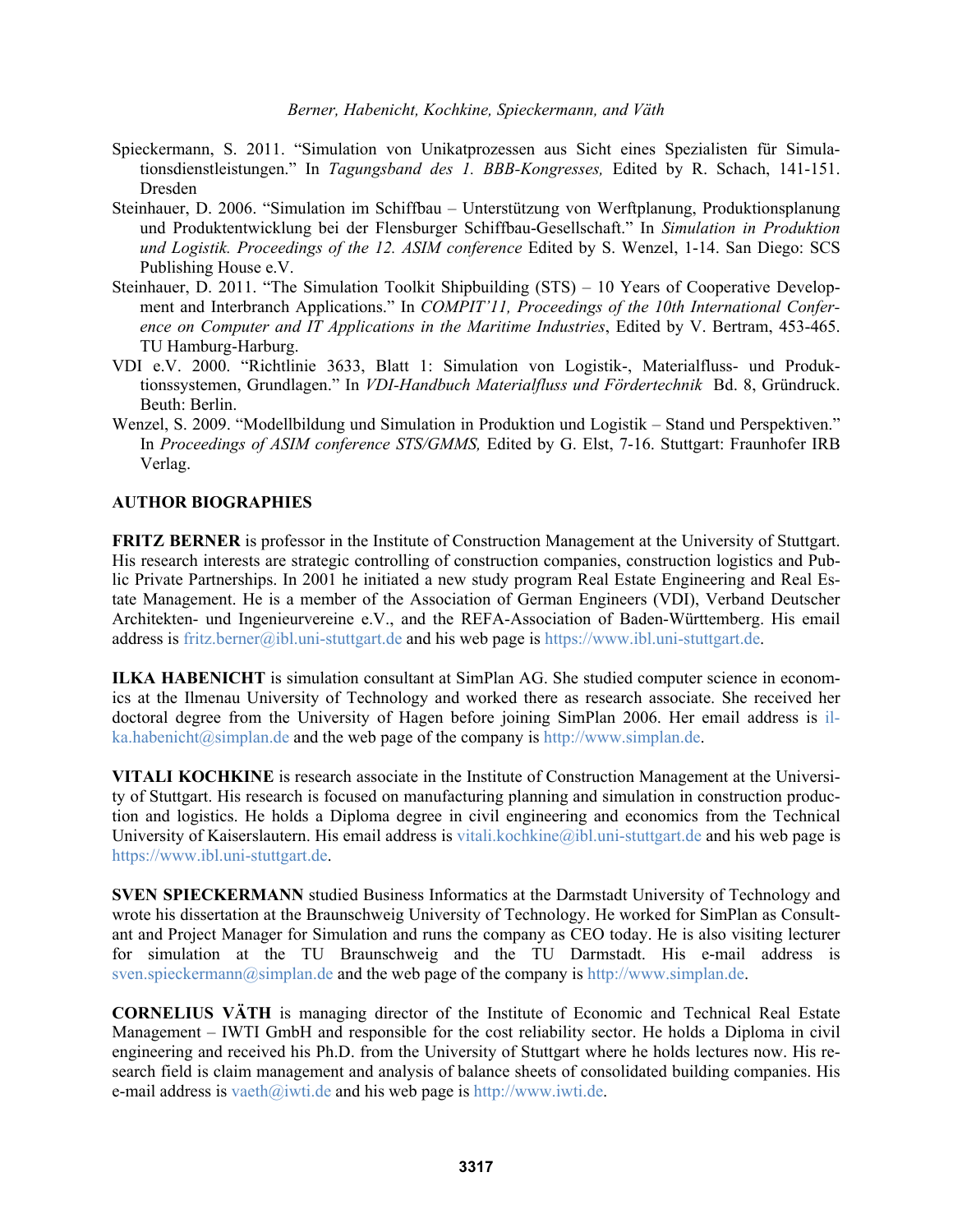Spieckermann, S. 2011. “Simulation von Unikatprozessen aus Sicht eines Spezialisten für Simulationsdienstleistungen.” In *Tagungsband des 1. BBB-Kongresses,* Edited by R. Schach, 141-151. Dresden

Steinhauer, D. 2006. “Simulation im Schiffbau – Unterstützung von Werftplanung, Produktionsplanung und Produktentwicklung bei der Flensburger Schiffbau-Gesellschaft.” In *Simulation in Produktion und Logistik. Proceedings of the 12. ASIM conference* Edited by S. Wenzel, 1-14. San Diego: SCS Publishing House e.V.

Steinhauer, D. 2011. “The Simulation Toolkit Shipbuilding (STS) – 10 Years of Cooperative Development and Interbranch Applications.” In *COMPIT’11, Proceedings of the 10th International Conference on Computer and IT Applications in the Maritime Industries*, Edited by V. Bertram, 453-465. TU Hamburg-Harburg.

VDI e.V. 2000. “Richtlinie 3633, Blatt 1: Simulation von Logistik-, Materialfluss- und Produktionssystemen, Grundlagen.” In *VDI-Handbuch Materialfluss und Fördertechnik* Bd. 8, Gründruck. Beuth: Berlin.

Wenzel, S. 2009. “Modellbildung und Simulation in Produktion und Logistik – Stand und Perspektiven.” In *Proceedings of ASIM conference STS/GMMS,* Edited by G. Elst, 7-16. Stuttgart: Fraunhofer IRB Verlag.

## AUTHOR BIOGRAPHIES

**FRITZ BERNER** is professor in the Institute of Construction Management at the University of Stuttgart. His research interests are strategic controlling of construction companies, construction logistics and Public Private Partnerships. In 2001 he initiated a new study program Real Estate Engineering and Real Estate Management. He is a member of the Association of German Engineers (VDI), Verband Deutscher Architekten- und Ingenieurvereine e.V., and the REFA-Association of Baden-Württemberg. His email address is fritz.berner@ibl.uni-stuttgart.de and his web page is https://www.ibl.uni-stuttgart.de.

**ILKA HABENICHT** is simulation consultant at SimPlan AG. She studied computer science in economics at the Ilmenau University of Technology and worked there as research associate. She received her doctoral degree from the University of Hagen before joining SimPlan 2006. Her email address is ilka.habenicht@simplan.de and the web page of the company is http://www.simplan.de.

**VITALI KOCHKINE** is research associate in the Institute of Construction Management at the University of Stuttgart. His research is focused on manufacturing planning and simulation in construction production and logistics. He holds a Diploma degree in civil engineering and economics from the Technical University of Kaiserslautern. His email address is vitali.kochkine@ibl.uni-stuttgart.de and his web page is https://www.ibl.uni-stuttgart.de.

**SVEN SPIECKERMANN** studied Business Informatics at the Darmstadt University of Technology and wrote his dissertation at the Braunschweig University of Technology. He worked for SimPlan as Consultant and Project Manager for Simulation and runs the company as CEO today. He is also visiting lecturer for simulation at the TU Braunschweig and the TU Darmstadt. His e-mail address is sven.spieckermann@simplan.de and the web page of the company is http://www.simplan.de.

**CORNELIUS VÄTH** is managing director of the Institute of Economic and Technical Real Estate Management – IWTI GmbH and responsible for the cost reliability sector. He holds a Diploma in civil engineering and received his Ph.D. from the University of Stuttgart where he holds lectures now. His research field is claim management and analysis of balance sheets of consolidated building companies. His e-mail address is vaeth@iwti.de and his web page is http://www.iwti.de.